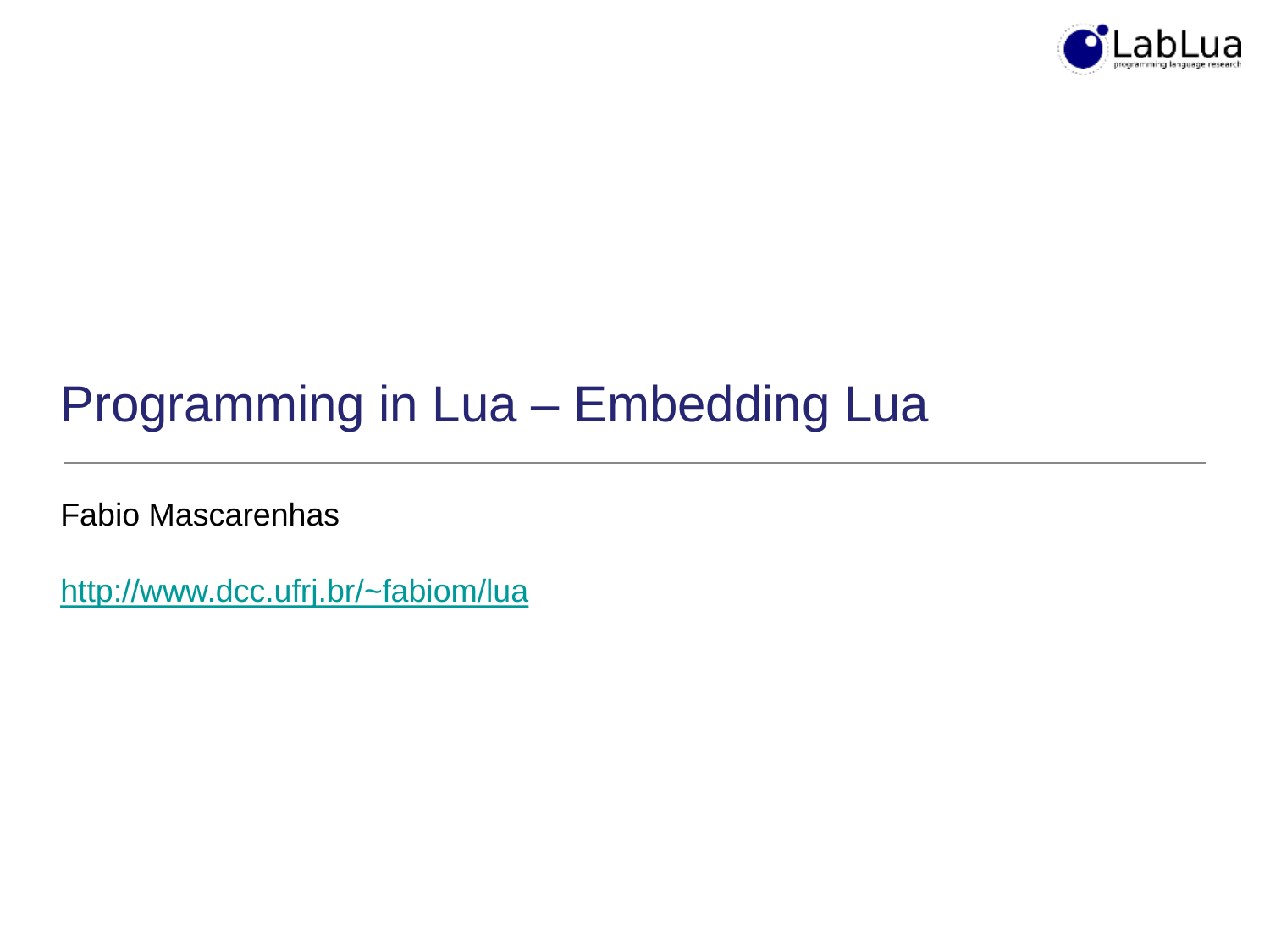# Programming in Lua – Embedding Lua

Fabio Mascarenhas

http://www.dcc.ufrj.br/~fabiom/lua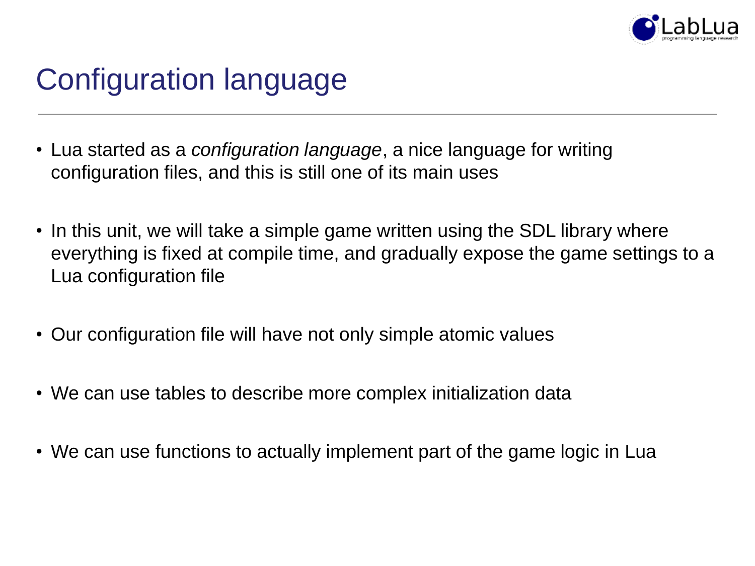# Configuration language

- Lua started as a *configuration language*, a nice language for writing configuration files, and this is still one of its main uses
- In this unit, we will take a simple game written using the SDL library where everything is fixed at compile time, and gradually expose the game settings to a Lua configuration file
- Our configuration file will have not only simple atomic values
- We can use tables to describe more complex initialization data
- We can use functions to actually implement part of the game logic in Lua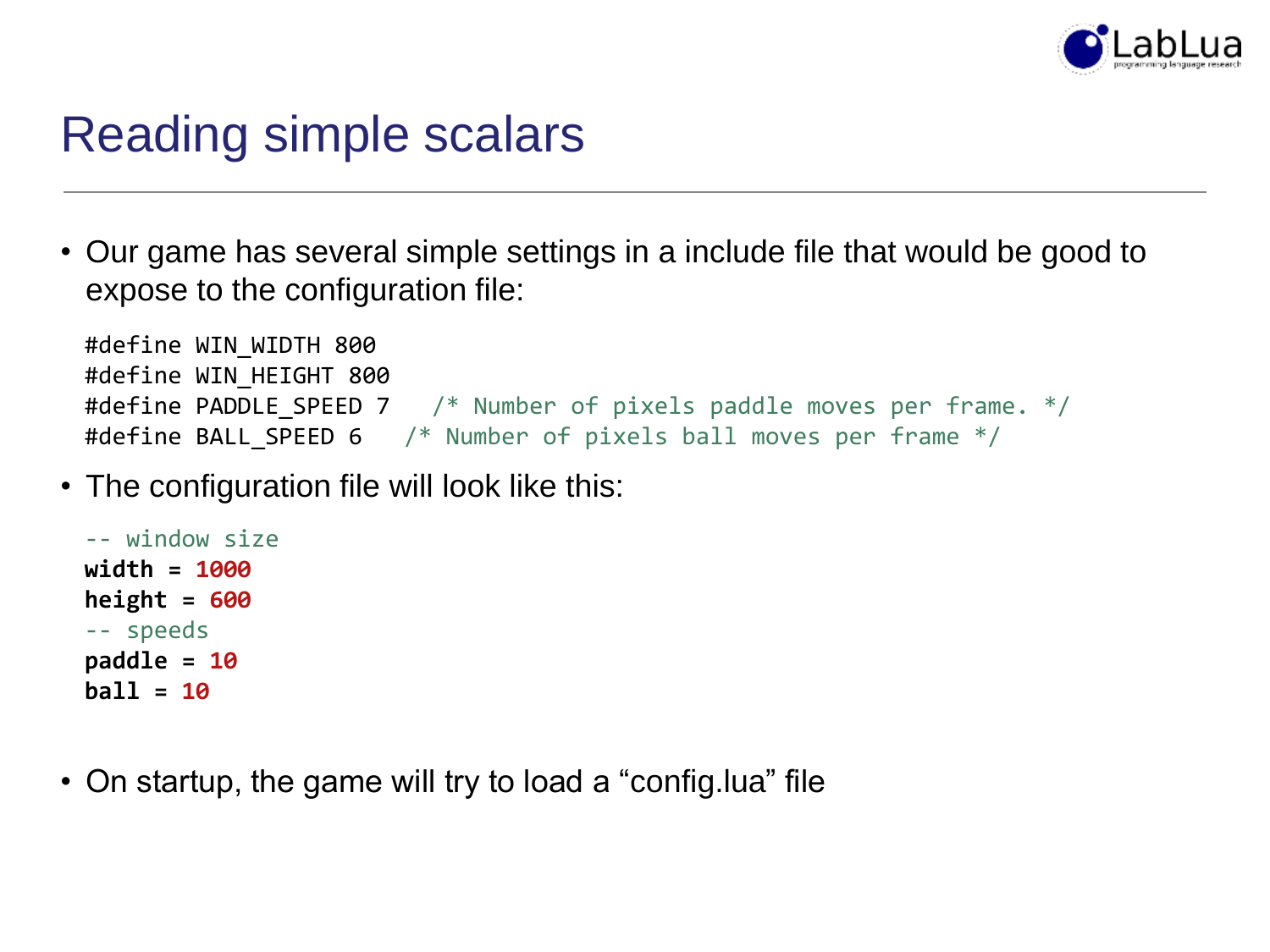# Reading simple scalars

- Our game has several simple settings in a include file that would be good to expose to the configuration file:

```
#define WIN_WIDTH 800
#define WIN_HEIGHT 800
#define PADDLE_SPEED 7   /* Number of pixels paddle moves per frame. */
#define BALL_SPEED 6   /* Number of pixels ball moves per frame */
```

- The configuration file will look like this:

```
-- window size
width = 1000
height = 600
-- speeds
paddle = 10
ball = 10
```

- On startup, the game will try to load a “config.lua” file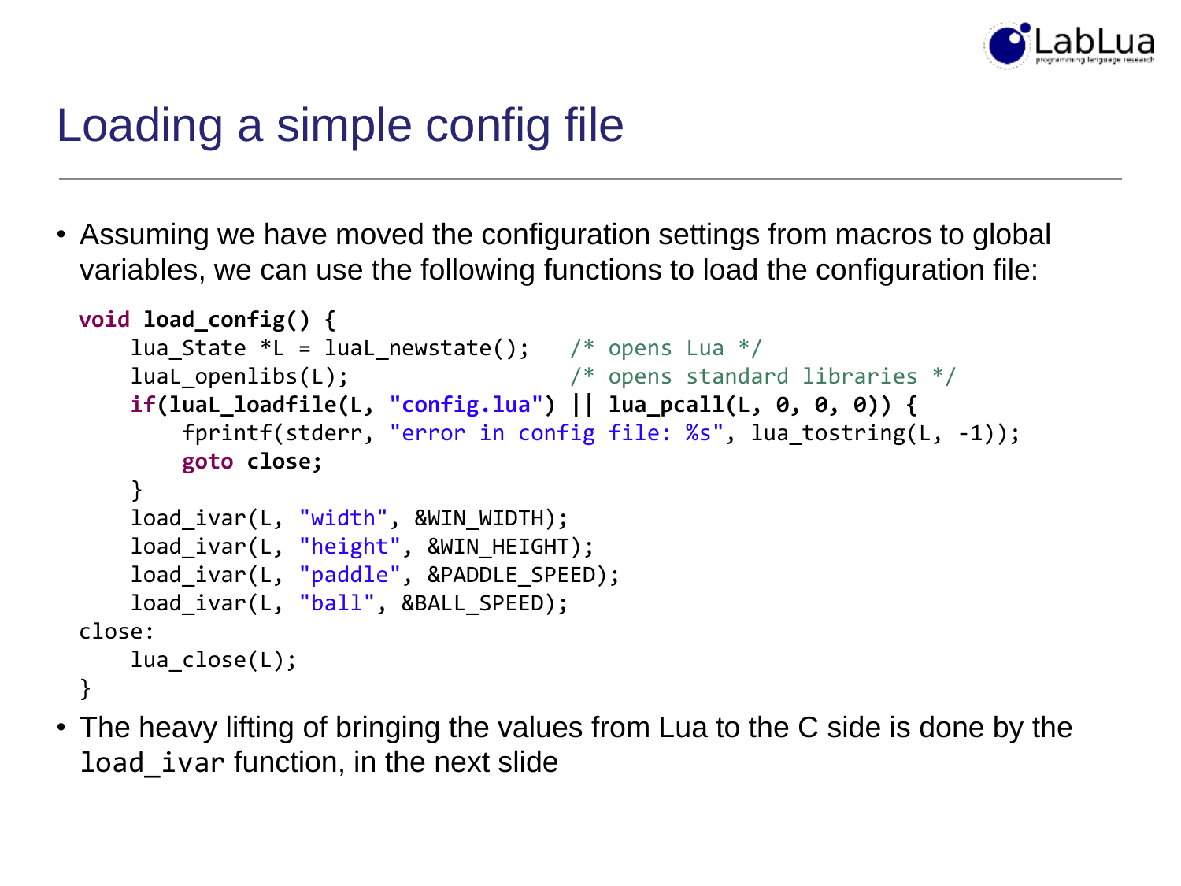# Loading a simple config file

- Assuming we have moved the configuration settings from macros to global variables, we can use the following functions to load the configuration file:

```
void load_config() {
    lua_State *L = luaL_newstate();   /* opens Lua */
    luaL_openlibs(L);                 /* opens standard libraries */
    if(luaL_loadfile(L, "config.lua") || lua_pcall(L, 0, 0, 0)) {
        fprintf(stderr, "error in config file: %s", lua_tostring(L, -1));
        goto close;
    }
    load_ivar(L, "width", &WIN_WIDTH);
    load_ivar(L, "height", &WIN_HEIGHT);
    load_ivar(L, "paddle", &PADDLE_SPEED);
    load_ivar(L, "ball", &BALL_SPEED);
close:
    lua_close(L);
}
```

- The heavy lifting of bringing the values from Lua to the C side is done by the `load_ivar` function, in the next slide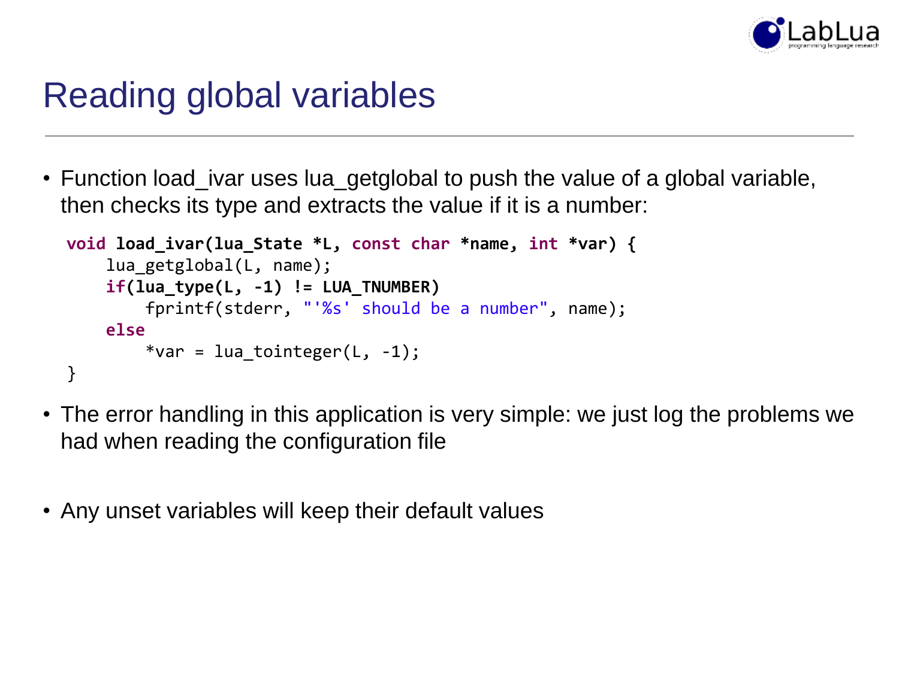# Reading global variables

- Function load_ivar uses lua_getglobal to push the value of a global variable, then checks its type and extracts the value if it is a number:

```
void load_ivar(lua_State *L, const char *name, int *var) {
    lua_getglobal(L, name);
    if(lua_type(L, -1) != LUA_TNUMBER)
        fprintf(stderr, "'%s' should be a number", name);
    else
        *var = lua_tointeger(L, -1);
}
```

- The error handling in this application is very simple: we just log the problems we had when reading the configuration file

- Any unset variables will keep their default values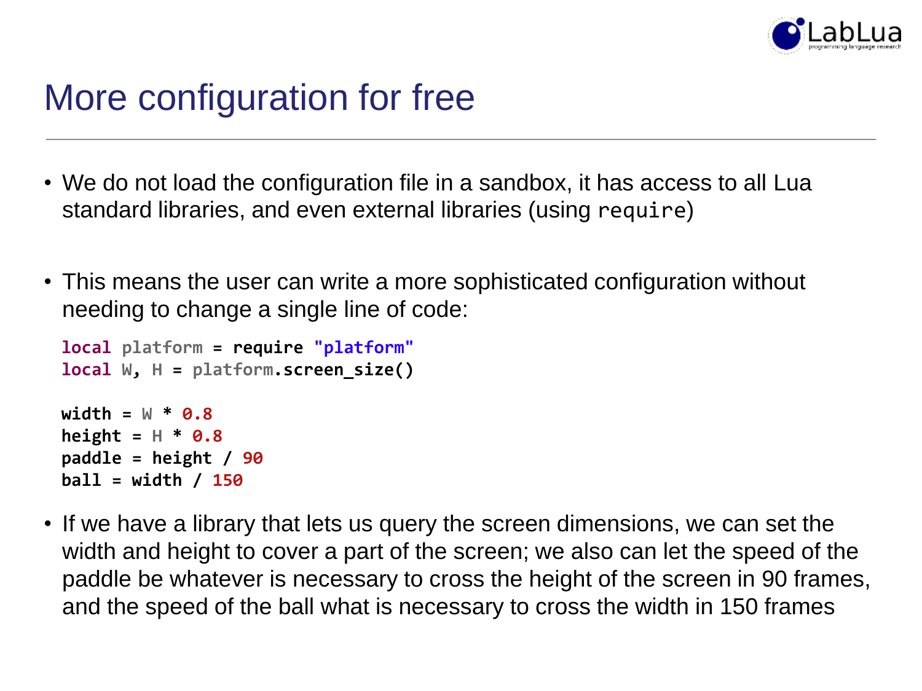# More configuration for free

- We do not load the configuration file in a sandbox, it has access to all Lua standard libraries, and even external libraries (using `require`)

- This means the user can write a more sophisticated configuration without needing to change a single line of code:

```lua
local platform = require "platform"
local W, H = platform.screen_size()

width = W * 0.8
height = H * 0.8
paddle = height / 90
ball = width / 150
```

- If we have a library that lets us query the screen dimensions, we can set the width and height to cover a part of the screen; we also can let the speed of the paddle be whatever is necessary to cross the height of the screen in 90 frames, and the speed of the ball what is necessary to cross the width in 150 frames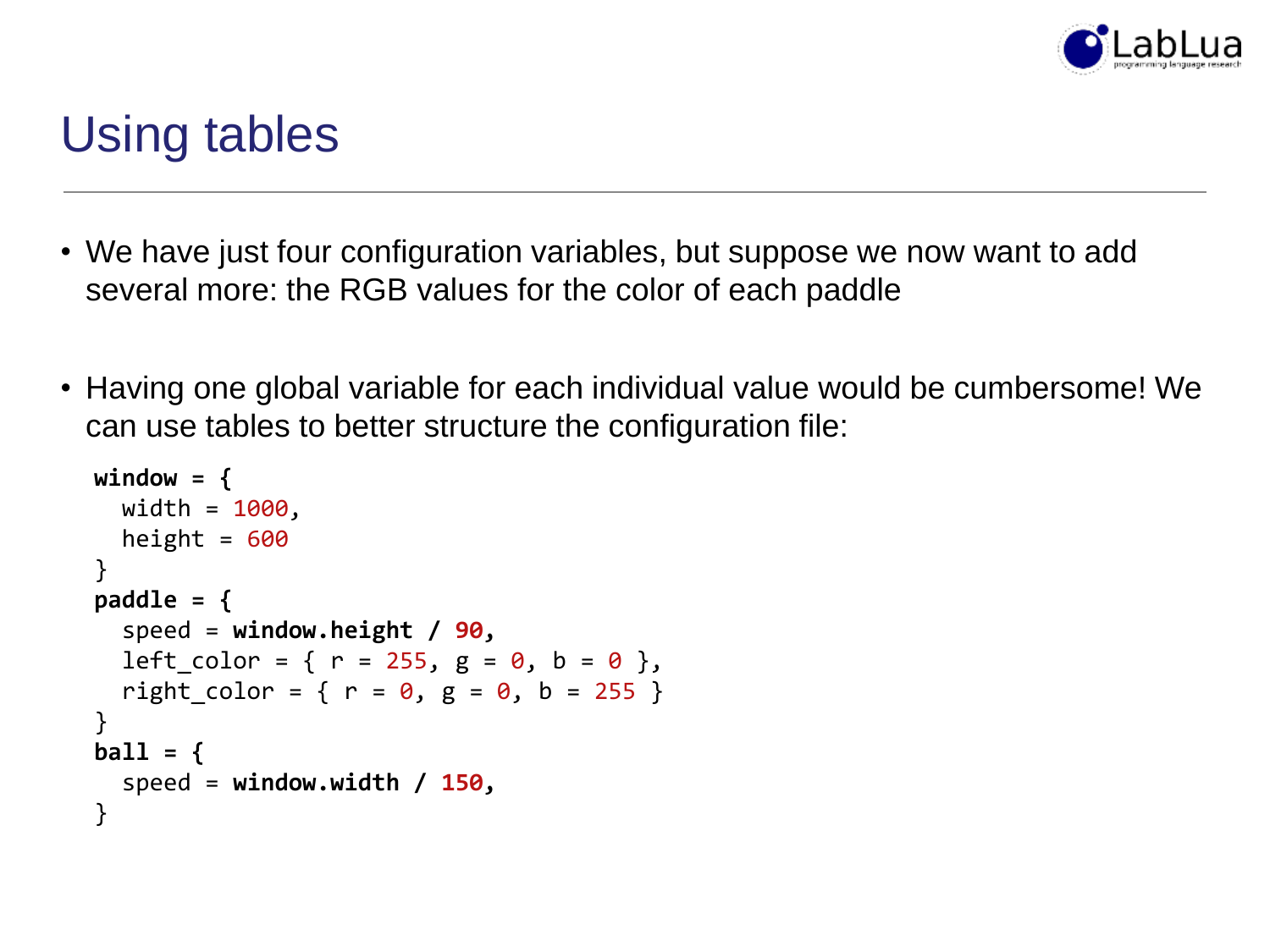# Using tables

- We have just four configuration variables, but suppose we now want to add several more: the RGB values for the color of each paddle

- Having one global variable for each individual value would be cumbersome! We can use tables to better structure the configuration file:

```
window = {
  width = 1000,
  height = 600
}
paddle = {
  speed = window.height / 90,
  left_color = { r = 255, g = 0, b = 0 },
  right_color = { r = 0, g = 0, b = 255 }
}
ball = {
  speed = window.width / 150,
}
```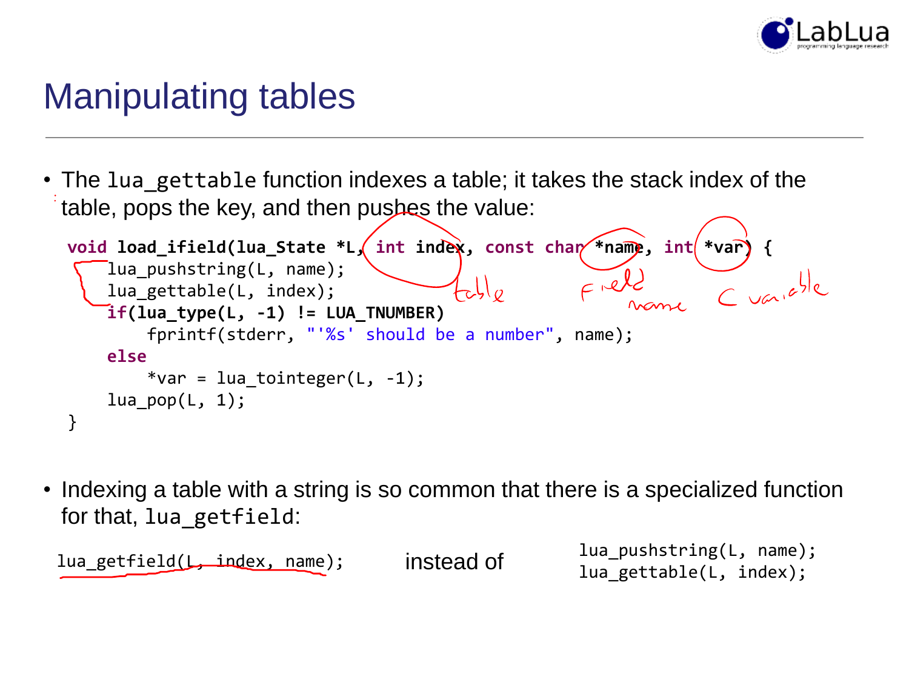# Manipulating tables

- The `lua_gettable` function indexes a table; it takes the stack index of the table, pops the key, and then pushes the value:

```
void load_ifield(lua_State *L, int index, const char *name, int *var) {
    lua_pushstring(L, name);
    lua_gettable(L, index);
    if(lua_type(L, -1) != LUA_TNUMBER)
        fprintf(stderr, "'%s' should be a number", name);
    else
        *var = lua_tointeger(L, -1);
    lua_pop(L, 1);
}
```

- Indexing a table with a string is so common that there is a specialized function for that, `lua_getfield`:

```
lua_getfield(L, index, name);
```

instead of

```
lua_pushstring(L, name);
lua_gettable(L, index);
```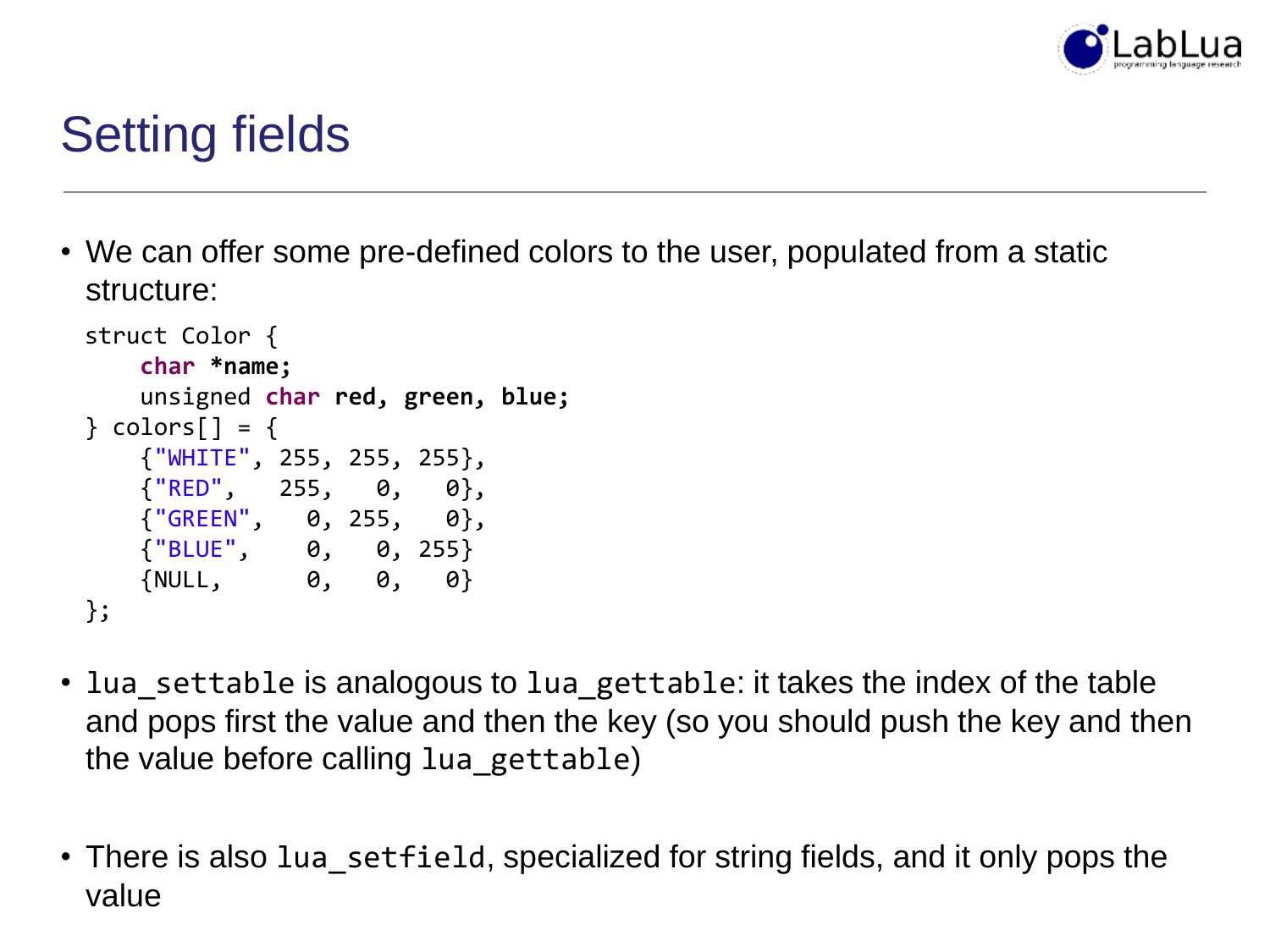# Setting fields

- We can offer some pre-defined colors to the user, populated from a static structure:

```
struct Color {
    char *name;
    unsigned char red, green, blue;
} colors[] = {
    {"WHITE", 255, 255, 255},
    {"RED",   255,   0,   0},
    {"GREEN",   0, 255,   0},
    {"BLUE",    0,   0, 255}
    {NULL,      0,   0,   0}
};
```

- `lua_settable` is analogous to `lua_gettable`: it takes the index of the table and pops first the value and then the key (so you should push the key and then the value before calling `lua_gettable`)

- There is also `lua_setfield`, specialized for string fields, and it only pops the value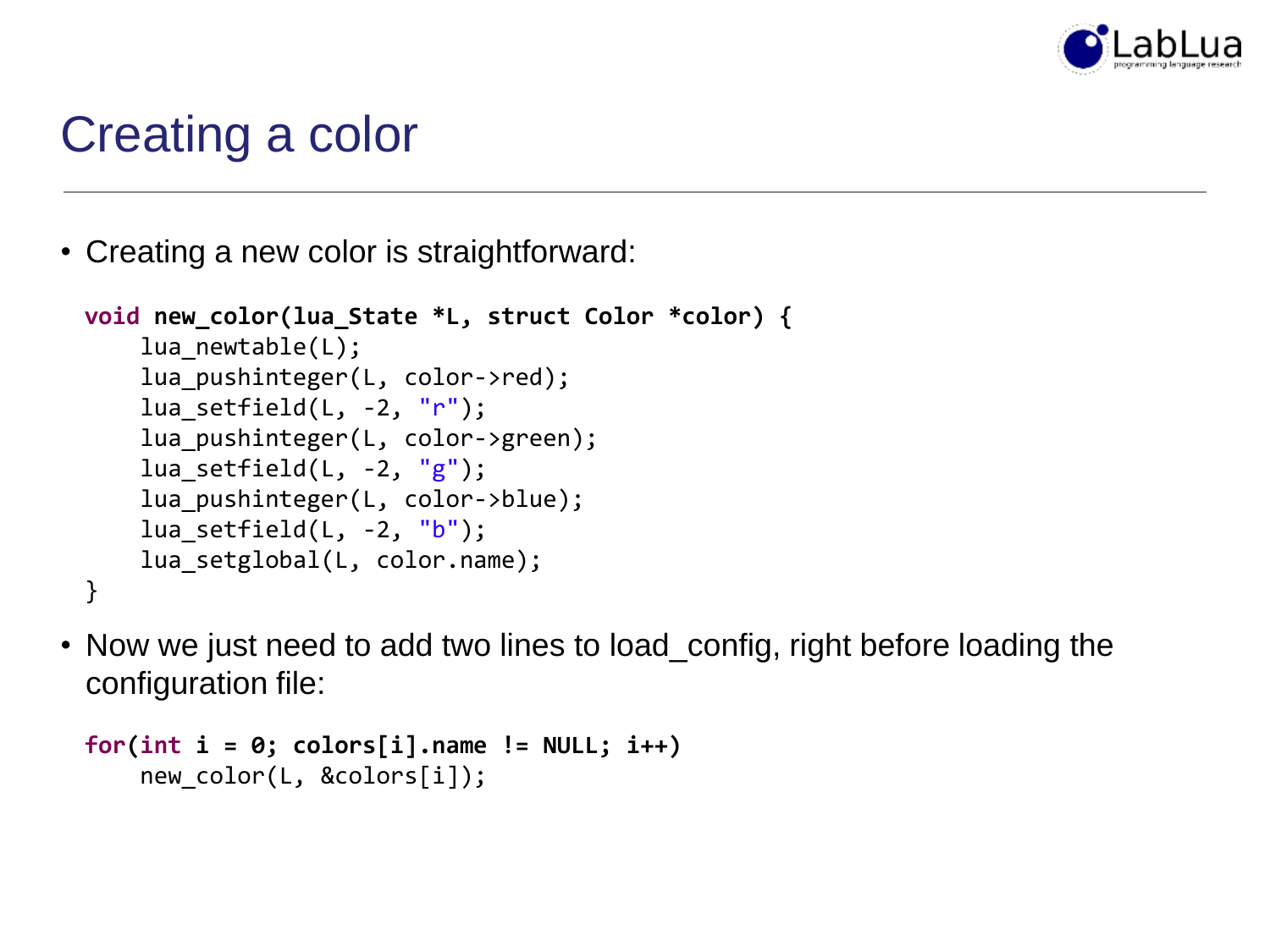# Creating a color

- Creating a new color is straightforward:

```
void new_color(lua_State *L, struct Color *color) {
    lua_newtable(L);
    lua_pushinteger(L, color->red);
    lua_setfield(L, -2, "r");
    lua_pushinteger(L, color->green);
    lua_setfield(L, -2, "g");
    lua_pushinteger(L, color->blue);
    lua_setfield(L, -2, "b");
    lua_setglobal(L, color.name);
}
```

- Now we just need to add two lines to load_config, right before loading the configuration file:

```
for(int i = 0; colors[i].name != NULL; i++)
    new_color(L, &colors[i]);
```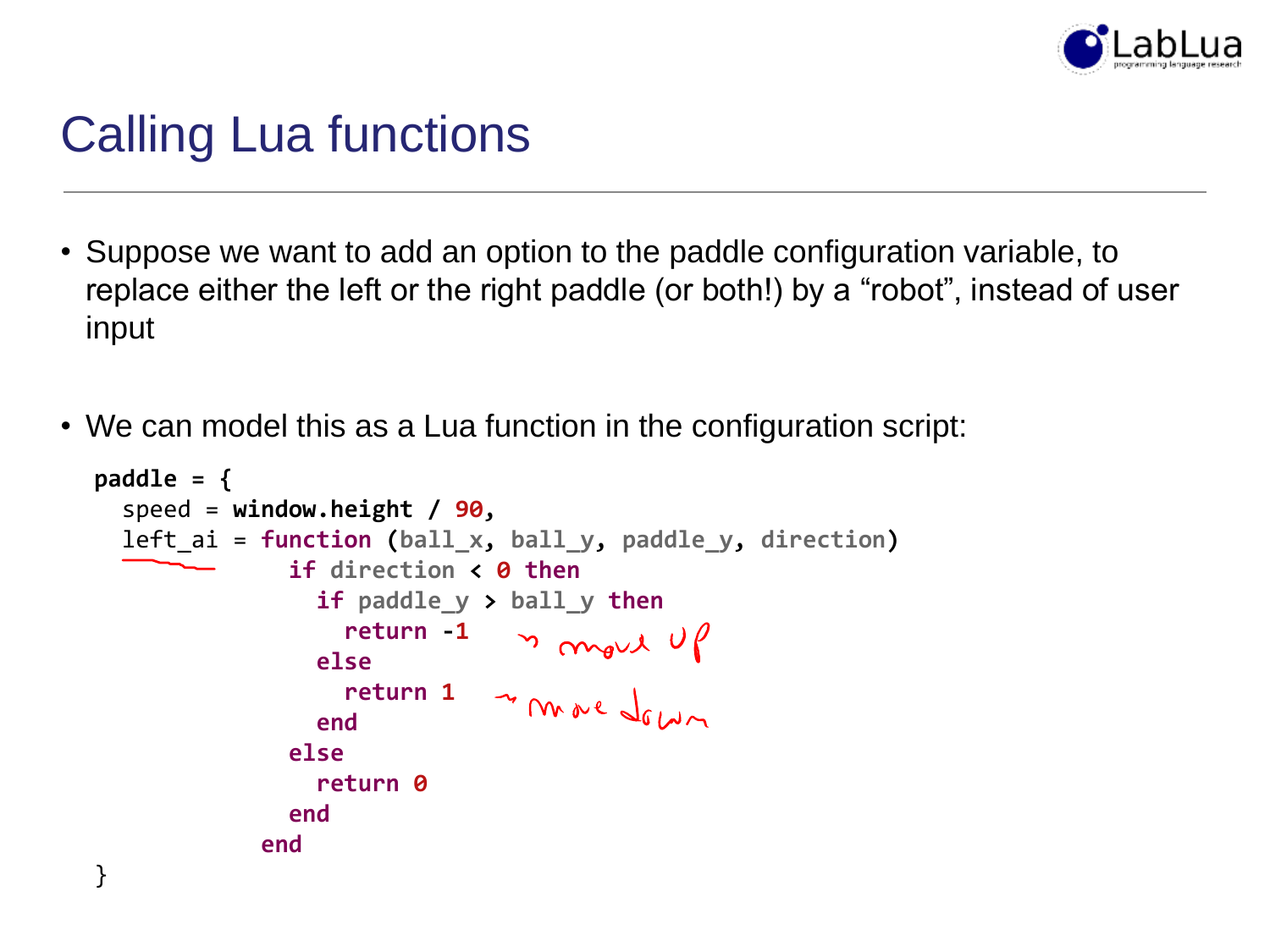# Calling Lua functions

- Suppose we want to add an option to the paddle configuration variable, to replace either the left or the right paddle (or both!) by a "robot", instead of user input

- We can model this as a Lua function in the configuration script:

```
paddle = {
  speed = window.height / 90,
  left_ai = function (ball_x, ball_y, paddle_y, direction)
            if direction < 0 then
              if paddle_y > ball_y then
                return -1      -> move up
              else
                return 1      -> move down
              end
            else
              return 0
            end
          end
}
```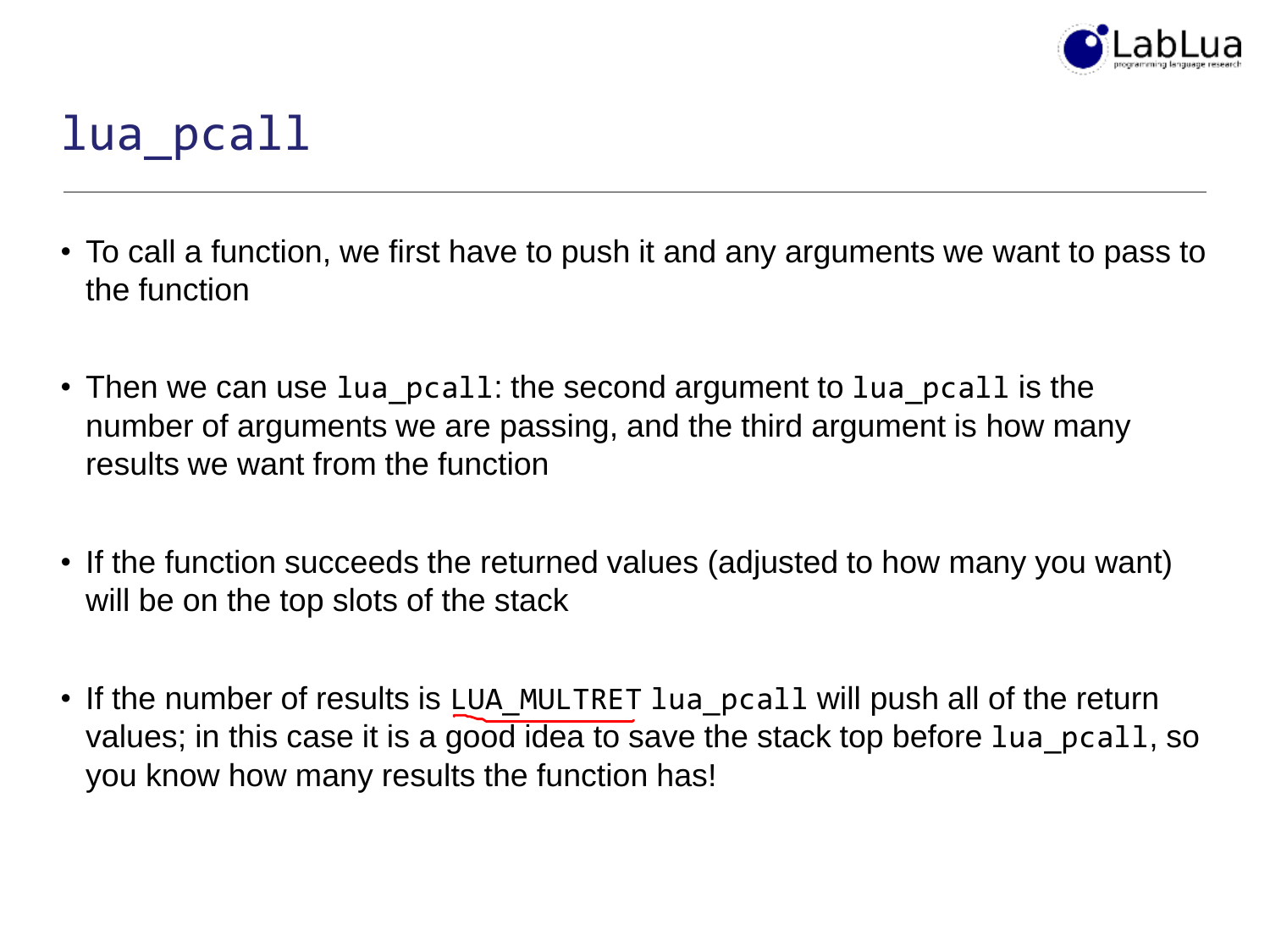# `lua_pcall`

- To call a function, we first have to push it and any arguments we want to pass to the function
- Then we can use `lua_pcall`: the second argument to `lua_pcall` is the number of arguments we are passing, and the third argument is how many results we want from the function
- If the function succeeds the returned values (adjusted to how many you want) will be on the top slots of the stack
- If the number of results is `LUA_MULTRET` `lua_pcall` will push all of the return values; in this case it is a good idea to save the stack top before `lua_pcall`, so you know how many results the function has!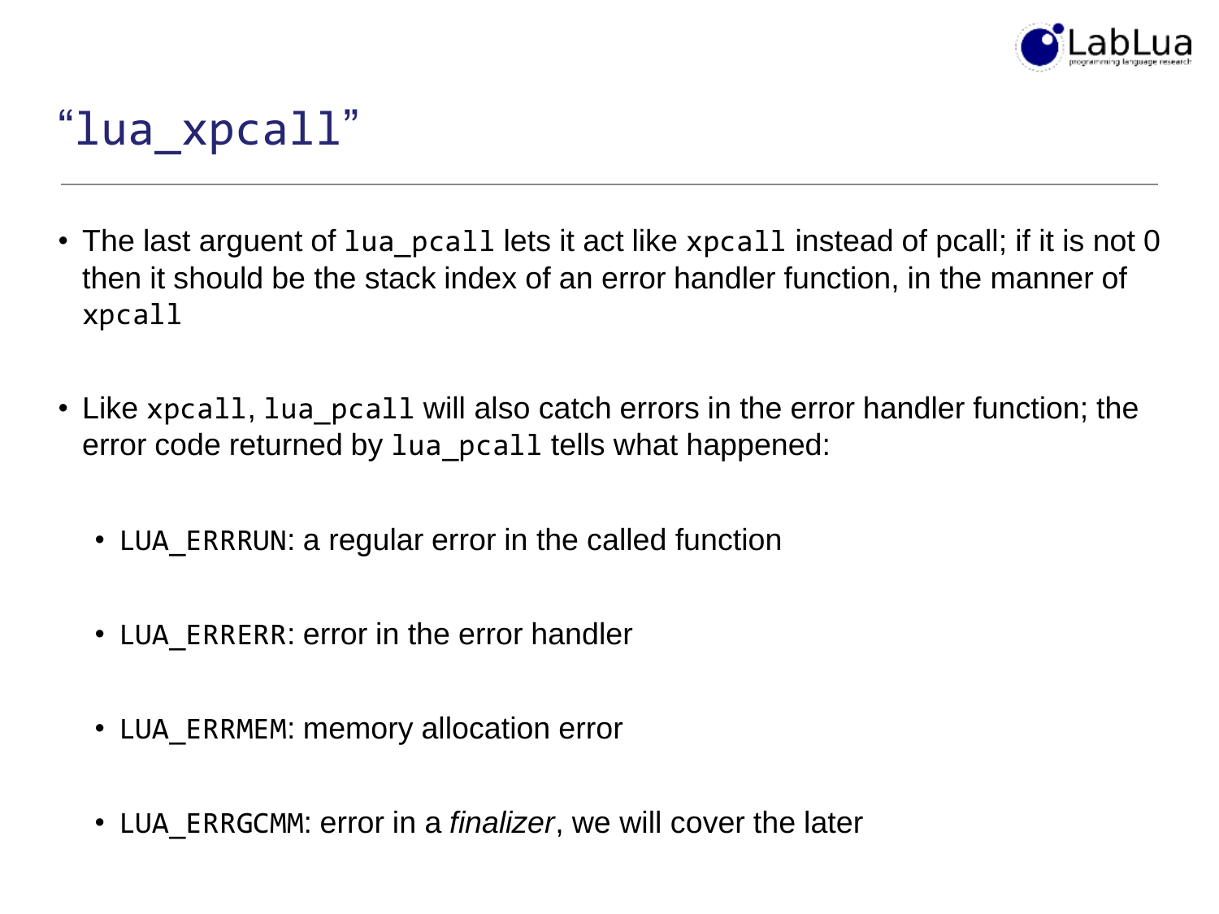# “lua_xpcall”

- The last arguent of `lua_pcall` lets it act like `xpcall` instead of pcall; if it is not 0 then it should be the stack index of an error handler function, in the manner of `xpcall`

- Like `xpcall`, `lua_pcall` will also catch errors in the error handler function; the error code returned by `lua_pcall` tells what happened:

  - `LUA_ERRRUN`: a regular error in the called function

  - `LUA_ERRERR`: error in the error handler

  - `LUA_ERRMEM`: memory allocation error

  - `LUA_ERRGCMM`: error in a *finalizer*, we will cover the later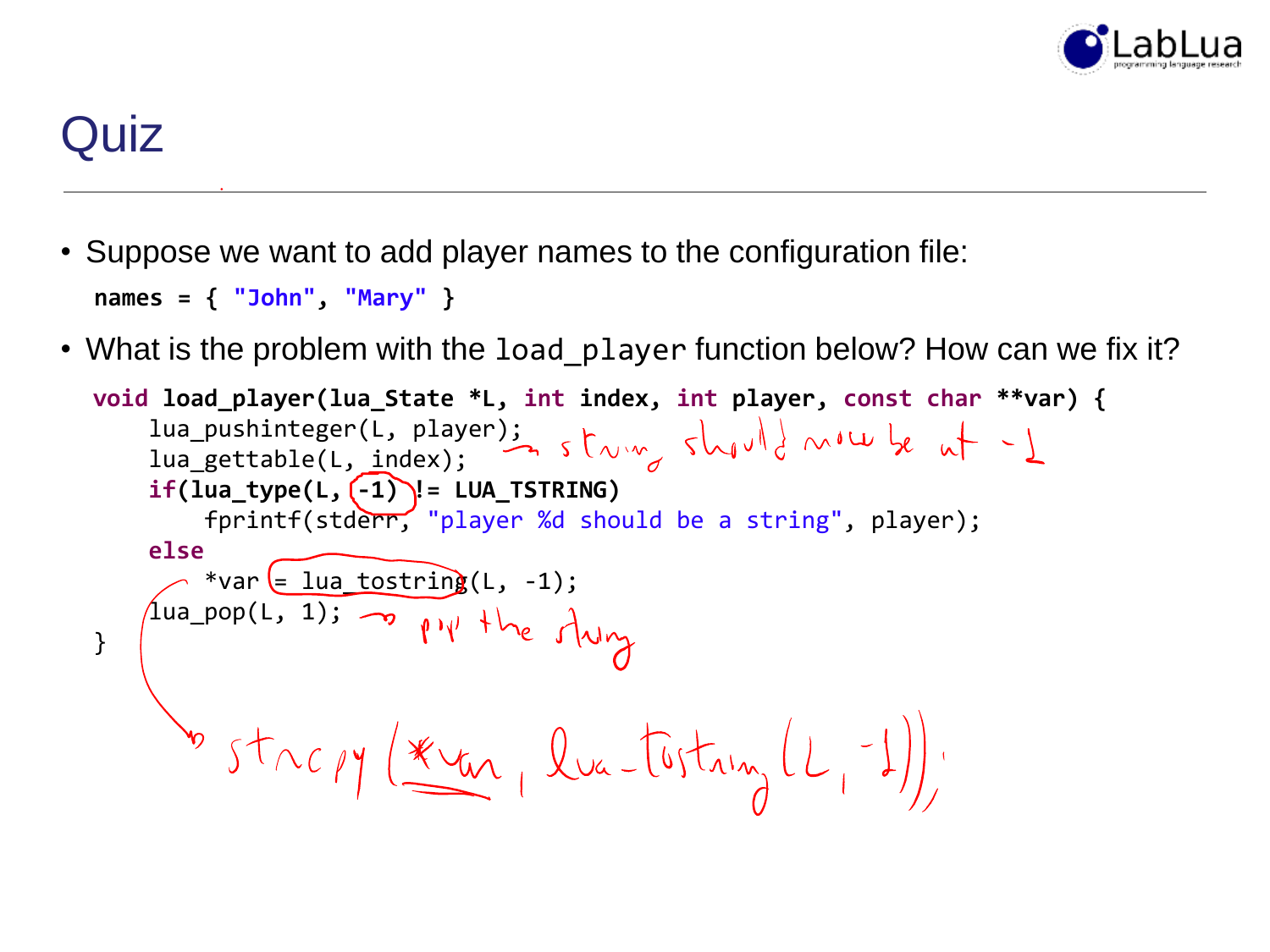# Quiz

- Suppose we want to add player names to the configuration file:

```
names = { "John", "Mary" }
```

- What is the problem with the `load_player` function below? How can we fix it?

```
void load_player(lua_State *L, int index, int player, const char **var) {
    lua_pushinteger(L, player);
    lua_gettable(L, index);
    if(lua_type(L, -1) != LUA_TSTRING)
        fprintf(stderr, "player %d should be a string", player);
    else
        *var = lua_tostring(L, -1);
    lua_pop(L, 1);
}
```

→ string should now be at -1

→ pop the string

→ strcpy(*var, lua_tostring(L, -1));